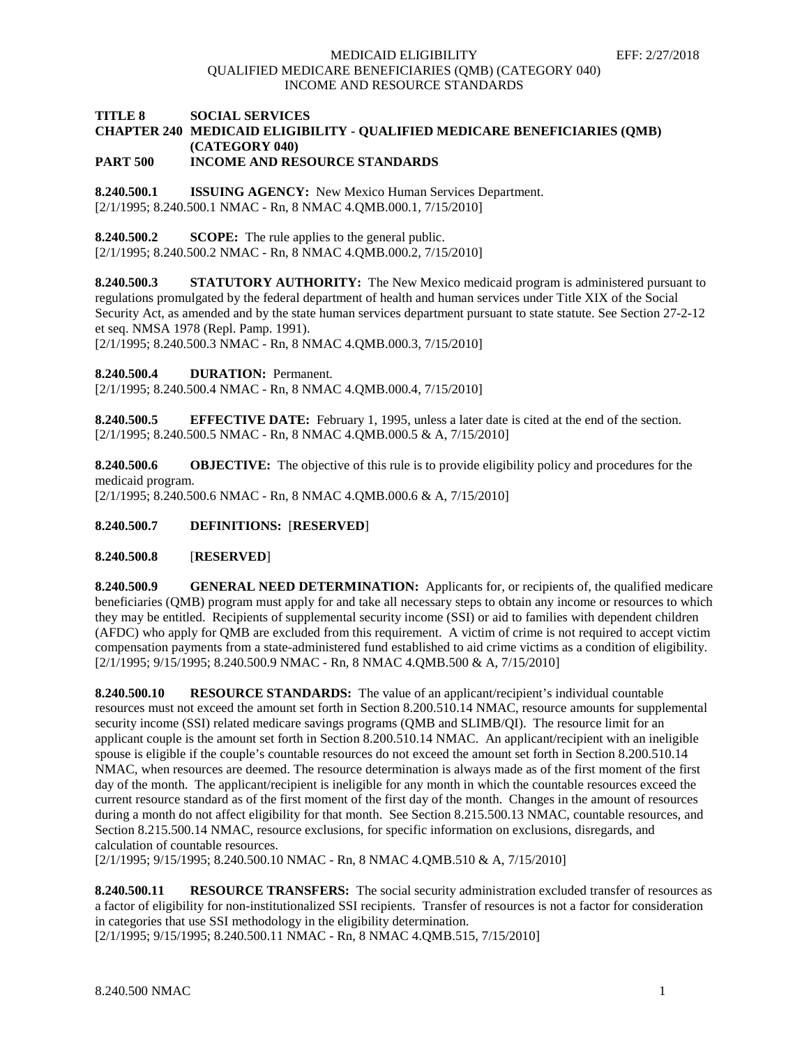**TITLE 8 SOCIAL SERVICES**
**CHAPTER 240 MEDICAID ELIGIBILITY - QUALIFIED MEDICARE BENEFICIARIES (QMB) (CATEGORY 040)**
**PART 500 INCOME AND RESOURCE STANDARDS**

**8.240.500.1 ISSUING AGENCY:** New Mexico Human Services Department.
[2/1/1995; 8.240.500.1 NMAC - Rn, 8 NMAC 4.QMB.000.1, 7/15/2010]

**8.240.500.2 SCOPE:** The rule applies to the general public.
[2/1/1995; 8.240.500.2 NMAC - Rn, 8 NMAC 4.QMB.000.2, 7/15/2010]

**8.240.500.3 STATUTORY AUTHORITY:** The New Mexico medicaid program is administered pursuant to regulations promulgated by the federal department of health and human services under Title XIX of the Social Security Act, as amended and by the state human services department pursuant to state statute. See Section 27-2-12 et seq. NMSA 1978 (Repl. Pamp. 1991).
[2/1/1995; 8.240.500.3 NMAC - Rn, 8 NMAC 4.QMB.000.3, 7/15/2010]

**8.240.500.4 DURATION:** Permanent.
[2/1/1995; 8.240.500.4 NMAC - Rn, 8 NMAC 4.QMB.000.4, 7/15/2010]

**8.240.500.5 EFFECTIVE DATE:** February 1, 1995, unless a later date is cited at the end of the section.
[2/1/1995; 8.240.500.5 NMAC - Rn, 8 NMAC 4.QMB.000.5 & A, 7/15/2010]

**8.240.500.6 OBJECTIVE:** The objective of this rule is to provide eligibility policy and procedures for the medicaid program.
[2/1/1995; 8.240.500.6 NMAC - Rn, 8 NMAC 4.QMB.000.6 & A, 7/15/2010]

**8.240.500.7 DEFINITIONS:** [**RESERVED**]

**8.240.500.8** [**RESERVED**]

**8.240.500.9 GENERAL NEED DETERMINATION:** Applicants for, or recipients of, the qualified medicare beneficiaries (QMB) program must apply for and take all necessary steps to obtain any income or resources to which they may be entitled. Recipients of supplemental security income (SSI) or aid to families with dependent children (AFDC) who apply for QMB are excluded from this requirement. A victim of crime is not required to accept victim compensation payments from a state-administered fund established to aid crime victims as a condition of eligibility.
[2/1/1995; 9/15/1995; 8.240.500.9 NMAC - Rn, 8 NMAC 4.QMB.500 & A, 7/15/2010]

**8.240.500.10 RESOURCE STANDARDS:** The value of an applicant/recipient's individual countable resources must not exceed the amount set forth in Section 8.200.510.14 NMAC, resource amounts for supplemental security income (SSI) related medicare savings programs (QMB and SLIMB/QI). The resource limit for an applicant couple is the amount set forth in Section 8.200.510.14 NMAC. An applicant/recipient with an ineligible spouse is eligible if the couple's countable resources do not exceed the amount set forth in Section 8.200.510.14 NMAC, when resources are deemed. The resource determination is always made as of the first moment of the first day of the month. The applicant/recipient is ineligible for any month in which the countable resources exceed the current resource standard as of the first moment of the first day of the month. Changes in the amount of resources during a month do not affect eligibility for that month. See Section 8.215.500.13 NMAC, countable resources, and Section 8.215.500.14 NMAC, resource exclusions, for specific information on exclusions, disregards, and calculation of countable resources.
[2/1/1995; 9/15/1995; 8.240.500.10 NMAC - Rn, 8 NMAC 4.QMB.510 & A, 7/15/2010]

**8.240.500.11 RESOURCE TRANSFERS:** The social security administration excluded transfer of resources as a factor of eligibility for non-institutionalized SSI recipients. Transfer of resources is not a factor for consideration in categories that use SSI methodology in the eligibility determination.
[2/1/1995; 9/15/1995; 8.240.500.11 NMAC - Rn, 8 NMAC 4.QMB.515, 7/15/2010]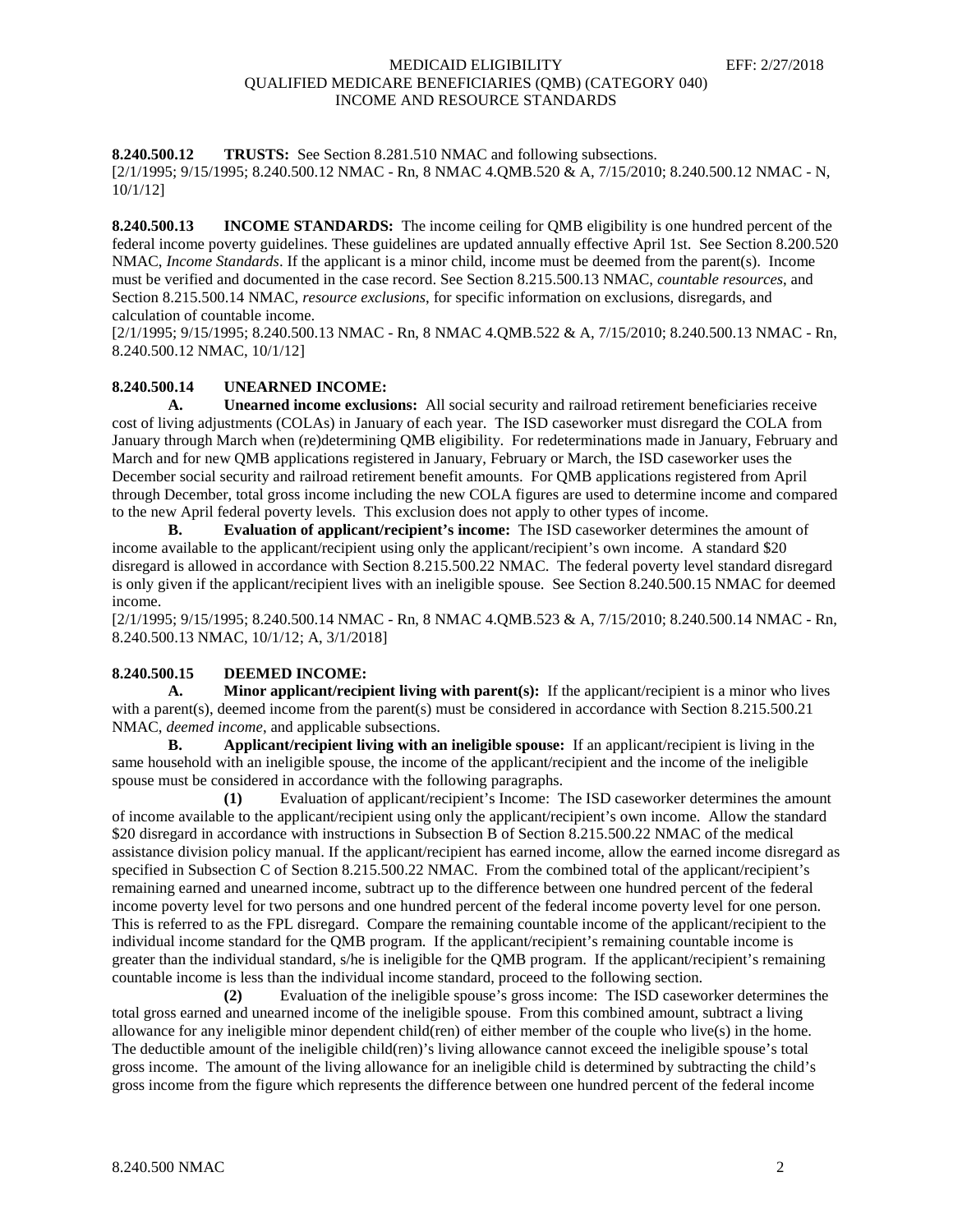**8.240.500.12 TRUSTS:** See Section 8.281.510 NMAC and following subsections.
[2/1/1995; 9/15/1995; 8.240.500.12 NMAC - Rn, 8 NMAC 4.QMB.520 & A, 7/15/2010; 8.240.500.12 NMAC - N, 10/1/12]

**8.240.500.13 INCOME STANDARDS:** The income ceiling for QMB eligibility is one hundred percent of the federal income poverty guidelines. These guidelines are updated annually effective April 1st. See Section 8.200.520 NMAC, *Income Standards*. If the applicant is a minor child, income must be deemed from the parent(s). Income must be verified and documented in the case record. See Section 8.215.500.13 NMAC, *countable resources*, and Section 8.215.500.14 NMAC, *resource exclusions*, for specific information on exclusions, disregards, and calculation of countable income.
[2/1/1995; 9/15/1995; 8.240.500.13 NMAC - Rn, 8 NMAC 4.QMB.522 & A, 7/15/2010; 8.240.500.13 NMAC - Rn, 8.240.500.12 NMAC, 10/1/12]

**8.240.500.14 UNEARNED INCOME:**

**A. Unearned income exclusions:** All social security and railroad retirement beneficiaries receive cost of living adjustments (COLAs) in January of each year. The ISD caseworker must disregard the COLA from January through March when (re)determining QMB eligibility. For redeterminations made in January, February and March and for new QMB applications registered in January, February or March, the ISD caseworker uses the December social security and railroad retirement benefit amounts. For QMB applications registered from April through December, total gross income including the new COLA figures are used to determine income and compared to the new April federal poverty levels. This exclusion does not apply to other types of income.

**B. Evaluation of applicant/recipient's income:** The ISD caseworker determines the amount of income available to the applicant/recipient using only the applicant/recipient's own income. A standard $20 disregard is allowed in accordance with Section 8.215.500.22 NMAC. The federal poverty level standard disregard is only given if the applicant/recipient lives with an ineligible spouse. See Section 8.240.500.15 NMAC for deemed income.
[2/1/1995; 9/15/1995; 8.240.500.14 NMAC - Rn, 8 NMAC 4.QMB.523 & A, 7/15/2010; 8.240.500.14 NMAC - Rn, 8.240.500.13 NMAC, 10/1/12; A, 3/1/2018]

**8.240.500.15 DEEMED INCOME:**

**A. Minor applicant/recipient living with parent(s):** If the applicant/recipient is a minor who lives with a parent(s), deemed income from the parent(s) must be considered in accordance with Section 8.215.500.21 NMAC, *deemed income*, and applicable subsections.

**B. Applicant/recipient living with an ineligible spouse:** If an applicant/recipient is living in the same household with an ineligible spouse, the income of the applicant/recipient and the income of the ineligible spouse must be considered in accordance with the following paragraphs.

**(1)** Evaluation of applicant/recipient's Income: The ISD caseworker determines the amount of income available to the applicant/recipient using only the applicant/recipient's own income. Allow the standard $20 disregard in accordance with instructions in Subsection B of Section 8.215.500.22 NMAC of the medical assistance division policy manual. If the applicant/recipient has earned income, allow the earned income disregard as specified in Subsection C of Section 8.215.500.22 NMAC. From the combined total of the applicant/recipient's remaining earned and unearned income, subtract up to the difference between one hundred percent of the federal income poverty level for two persons and one hundred percent of the federal income poverty level for one person. This is referred to as the FPL disregard. Compare the remaining countable income of the applicant/recipient to the individual income standard for the QMB program. If the applicant/recipient's remaining countable income is greater than the individual standard, s/he is ineligible for the QMB program. If the applicant/recipient's remaining countable income is less than the individual income standard, proceed to the following section.

**(2)** Evaluation of the ineligible spouse's gross income: The ISD caseworker determines the total gross earned and unearned income of the ineligible spouse. From this combined amount, subtract a living allowance for any ineligible minor dependent child(ren) of either member of the couple who live(s) in the home. The deductible amount of the ineligible child(ren)'s living allowance cannot exceed the ineligible spouse's total gross income. The amount of the living allowance for an ineligible child is determined by subtracting the child's gross income from the figure which represents the difference between one hundred percent of the federal income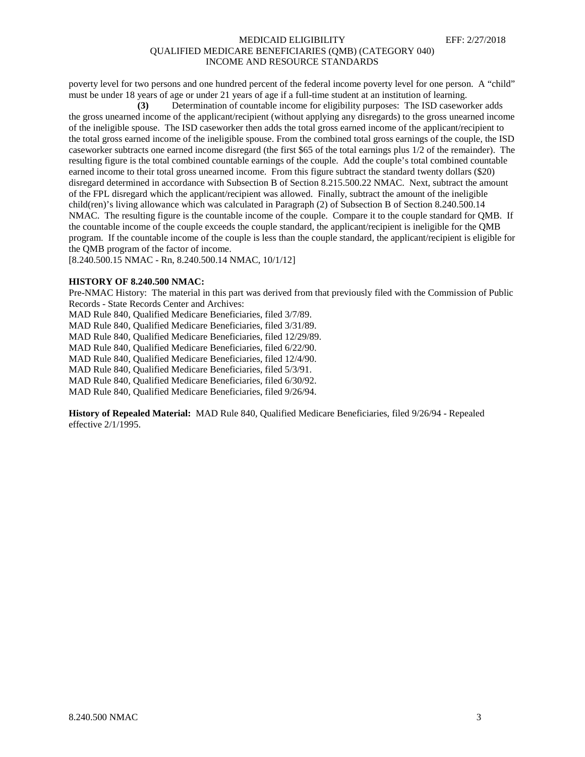poverty level for two persons and one hundred percent of the federal income poverty level for one person. A "child" must be under 18 years of age or under 21 years of age if a full-time student at an institution of learning.

**(3)** Determination of countable income for eligibility purposes: The ISD caseworker adds the gross unearned income of the applicant/recipient (without applying any disregards) to the gross unearned income of the ineligible spouse. The ISD caseworker then adds the total gross earned income of the applicant/recipient to the total gross earned income of the ineligible spouse. From the combined total gross earnings of the couple, the ISD caseworker subtracts one earned income disregard (the first $65 of the total earnings plus 1/2 of the remainder). The resulting figure is the total combined countable earnings of the couple. Add the couple's total combined countable earned income to their total gross unearned income. From this figure subtract the standard twenty dollars ($20) disregard determined in accordance with Subsection B of Section 8.215.500.22 NMAC. Next, subtract the amount of the FPL disregard which the applicant/recipient was allowed. Finally, subtract the amount of the ineligible child(ren)'s living allowance which was calculated in Paragraph (2) of Subsection B of Section 8.240.500.14 NMAC. The resulting figure is the countable income of the couple. Compare it to the couple standard for QMB. If the countable income of the couple exceeds the couple standard, the applicant/recipient is ineligible for the QMB program. If the countable income of the couple is less than the couple standard, the applicant/recipient is eligible for the QMB program of the factor of income.

[8.240.500.15 NMAC - Rn, 8.240.500.14 NMAC, 10/1/12]

**HISTORY OF 8.240.500 NMAC:**

Pre-NMAC History: The material in this part was derived from that previously filed with the Commission of Public Records - State Records Center and Archives:

MAD Rule 840, Qualified Medicare Beneficiaries, filed 3/7/89.
MAD Rule 840, Qualified Medicare Beneficiaries, filed 3/31/89.
MAD Rule 840, Qualified Medicare Beneficiaries, filed 12/29/89.
MAD Rule 840, Qualified Medicare Beneficiaries, filed 6/22/90.
MAD Rule 840, Qualified Medicare Beneficiaries, filed 12/4/90.
MAD Rule 840, Qualified Medicare Beneficiaries, filed 5/3/91.
MAD Rule 840, Qualified Medicare Beneficiaries, filed 6/30/92.
MAD Rule 840, Qualified Medicare Beneficiaries, filed 9/26/94.

**History of Repealed Material:** MAD Rule 840, Qualified Medicare Beneficiaries, filed 9/26/94 - Repealed effective 2/1/1995.